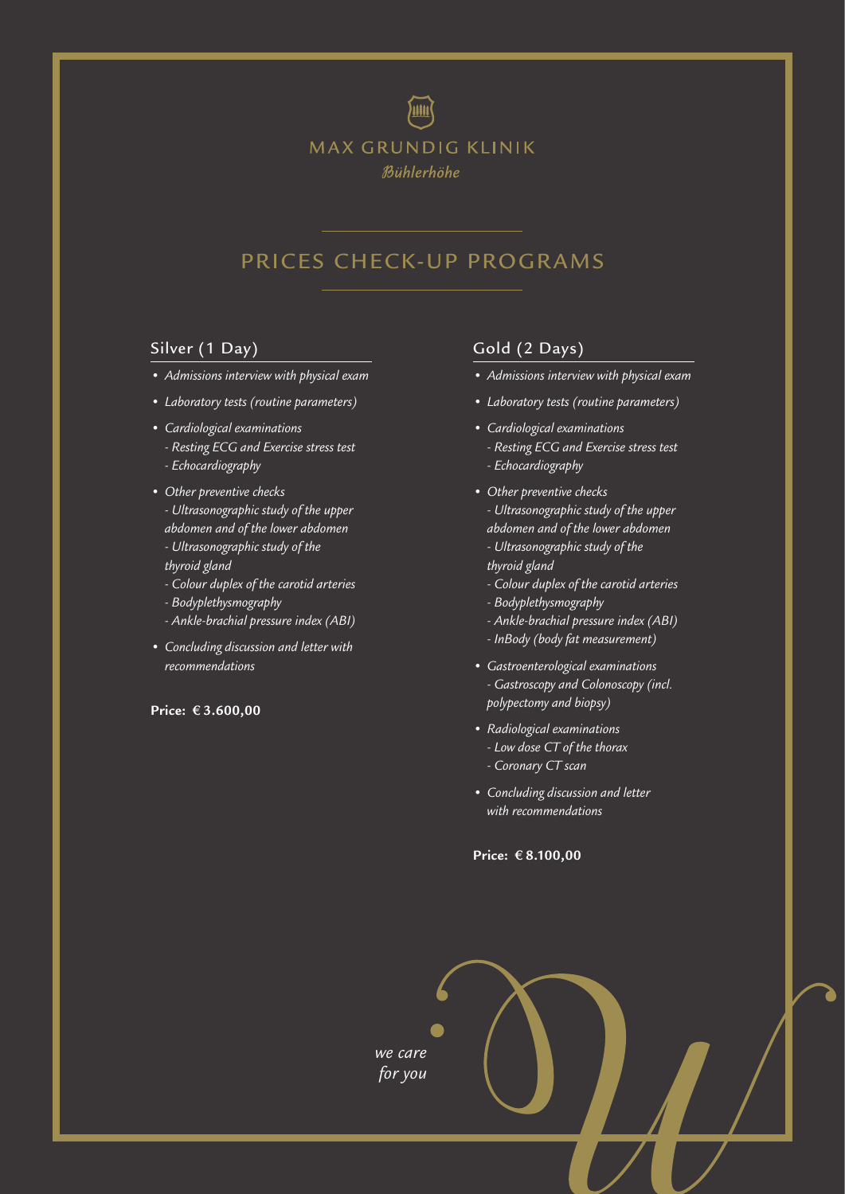MAX GRUNDIG KLINIK

*Bühlerhöhe*

# PRICES CHECK-UP PROGRAMS

## Silver (1 Day)

- *Admissions interview with physical exam*
- *Laboratory tests (routine parameters)*
- *Cardiological examinations*
  - *Resting ECG and Exercise stress test*
  - *Echocardiography*
- *Other preventive checks*
  - *Ultrasonographic study of the upper abdomen and of the lower abdomen*
  - *Ultrasonographic study of the thyroid gland*
  - *Colour duplex of the carotid arteries*
  - *Bodyplethysmography*
  - *Ankle-brachial pressure index (ABI)*
- *Concluding discussion and letter with recommendations*

**Price: € 3.600,00**

## Gold (2 Days)

- *Admissions interview with physical exam*
- *Laboratory tests (routine parameters)*
- *Cardiological examinations*
  - *Resting ECG and Exercise stress test*
  - *Echocardiography*
- *Other preventive checks*
  - *Ultrasonographic study of the upper abdomen and of the lower abdomen*
  - *Ultrasonographic study of the thyroid gland*
  - *Colour duplex of the carotid arteries*
  - *Bodyplethysmography*
  - *Ankle-brachial pressure index (ABI)*
  - *InBody (body fat measurement)*
- *Gastroenterological examinations*
  - *Gastroscopy and Colonoscopy (incl. polypectomy and biopsy)*
- *Radiological examinations*
  - *Low dose CT of the thorax*
  - *Coronary CT scan*
- *Concluding discussion and letter with recommendations*

**Price: € 8.100,00**

*we care for you*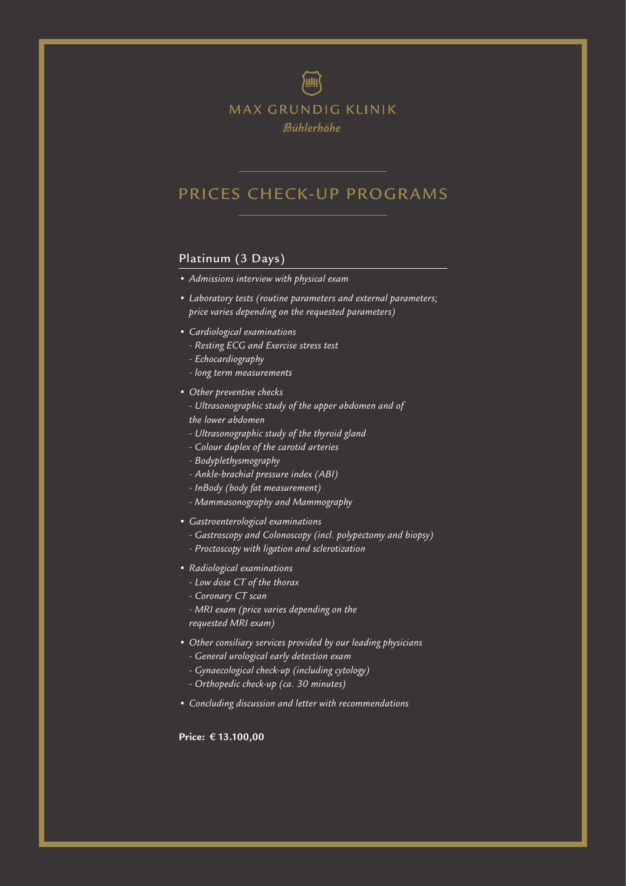MAX GRUNDIG KLINIK

*Bühlerhöhe*

# PRICES CHECK-UP PROGRAMS

## Platinum (3 Days)

- *Admissions interview with physical exam*
- *Laboratory tests (routine parameters and external parameters; price varies depending on the requested parameters)*
- *Cardiological examinations*
  - *Resting ECG and Exercise stress test*
  - *Echocardiography*
  - *long term measurements*
- *Other preventive checks*
  - *Ultrasonographic study of the upper abdomen and of the lower abdomen*
  - *Ultrasonographic study of the thyroid gland*
  - *Colour duplex of the carotid arteries*
  - *Bodyplethysmography*
  - *Ankle-brachial pressure index (ABI)*
  - *InBody (body fat measurement)*
  - *Mammasonography and Mammography*
- *Gastroenterological examinations*
  - *Gastroscopy and Colonoscopy (incl. polypectomy and biopsy)*
  - *Proctoscopy with ligation and sclerotization*
- *Radiological examinations*
  - *Low dose CT of the thorax*
  - *Coronary CT scan*
  - *MRI exam (price varies depending on the requested MRI exam)*
- *Other consiliary services provided by our leading physicians*
  - *General urological early detection exam*
  - *Gynaecological check-up (including cytology)*
  - *Orthopedic check-up (ca. 30 minutes)*
- *Concluding discussion and letter with recommendations*

**Price: € 13.100,00**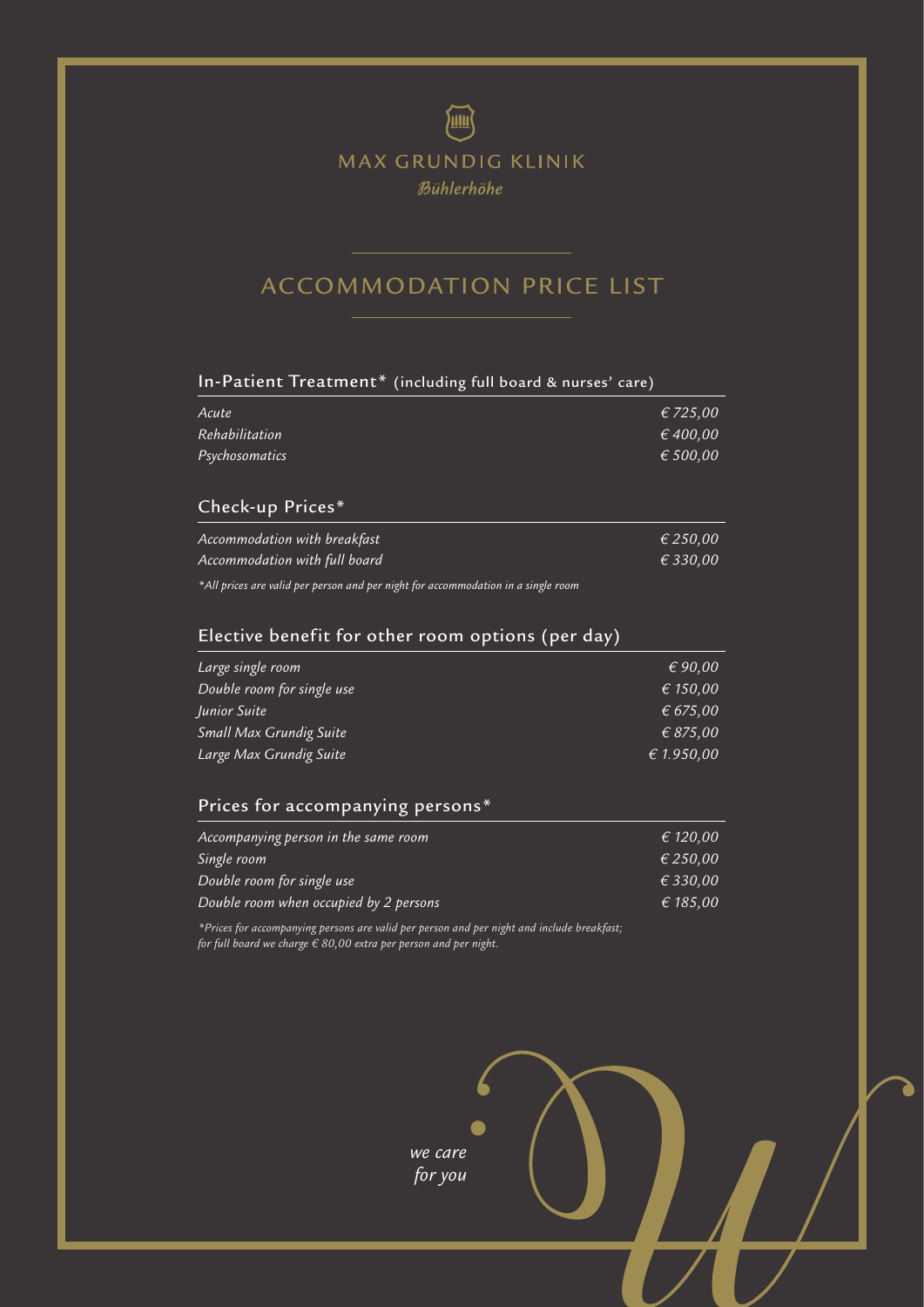MAX GRUNDIG KLINIK

*Bühlerhöhe*

# ACCOMMODATION PRICE LIST

## In-Patient Treatment* (including full board & nurses' care)

| | |
|---|---|
| *Acute* | *€ 725,00* |
| *Rehabilitation* | *€ 400,00* |
| *Psychosomatics* | *€ 500,00* |

## Check-up Prices*

| | |
|---|---|
| *Accommodation with breakfast* | *€ 250,00* |
| *Accommodation with full board* | *€ 330,00* |

*\*All prices are valid per person and per night for accommodation in a single room*

## Elective benefit for other room options (per day)

| | |
|---|---|
| *Large single room* | *€ 90,00* |
| *Double room for single use* | *€ 150,00* |
| *Junior Suite* | *€ 675,00* |
| *Small Max Grundig Suite* | *€ 875,00* |
| *Large Max Grundig Suite* | *€ 1.950,00* |

## Prices for accompanying persons*

| | |
|---|---|
| *Accompanying person in the same room* | *€ 120,00* |
| *Single room* | *€ 250,00* |
| *Double room for single use* | *€ 330,00* |
| *Double room when occupied by 2 persons* | *€ 185,00* |

*\*Prices for accompanying persons are valid per person and per night and include breakfast; for full board we charge € 80,00 extra per person and per night.*

*we care for you*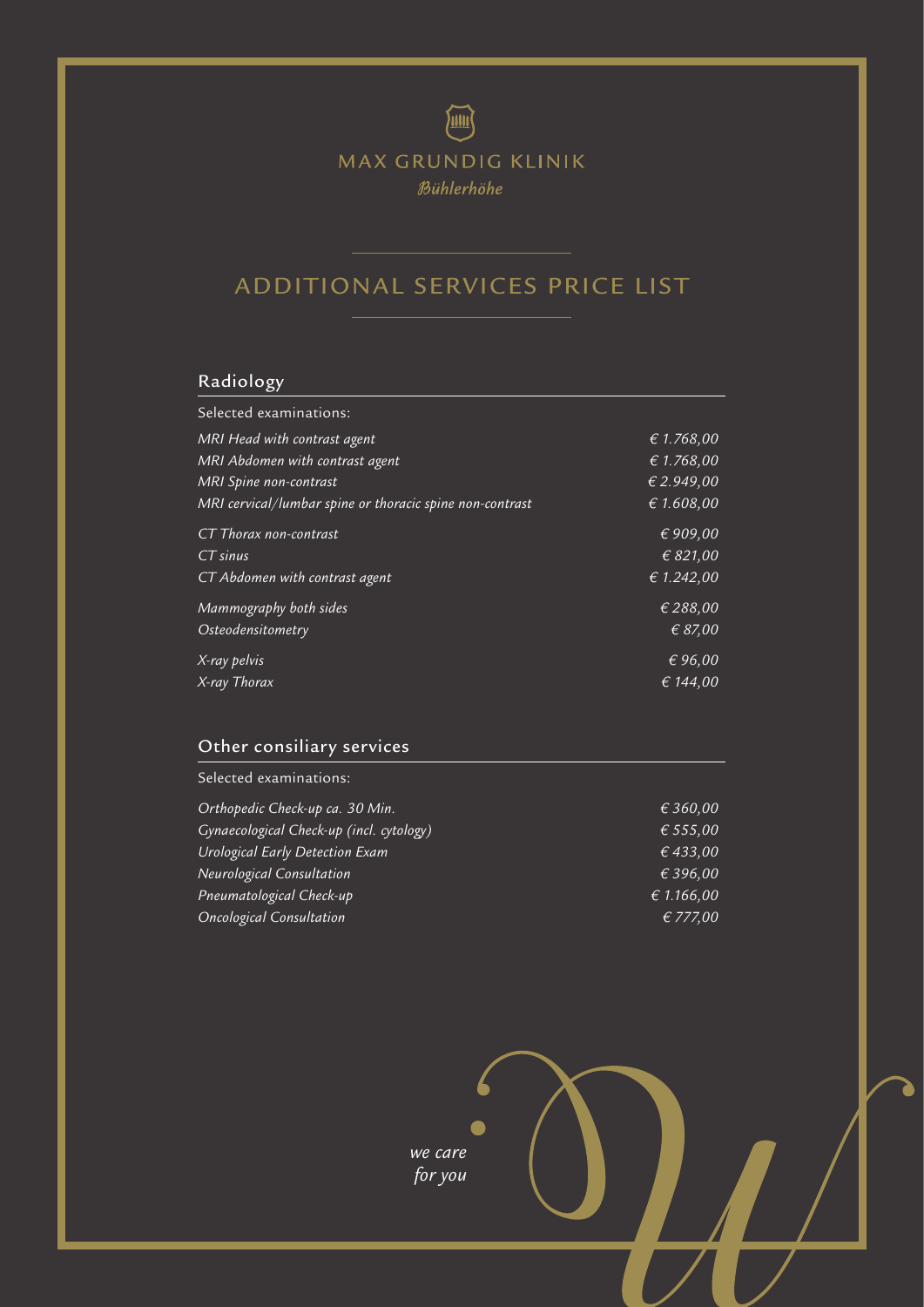MAX GRUNDIG KLINIK

*Bühlerhöhe*

# ADDITIONAL SERVICES PRICE LIST

## Radiology

Selected examinations:

| | |
|---|---|
| *MRI Head with contrast agent* | *€ 1.768,00* |
| *MRI Abdomen with contrast agent* | *€ 1.768,00* |
| *MRI Spine non-contrast* | *€ 2.949,00* |
| *MRI cervical/lumbar spine or thoracic spine non-contrast* | *€ 1.608,00* |
| *CT Thorax non-contrast* | *€ 909,00* |
| *CT sinus* | *€ 821,00* |
| *CT Abdomen with contrast agent* | *€ 1.242,00* |
| *Mammography both sides* | *€ 288,00* |
| *Osteodensitometry* | *€ 87,00* |
| *X-ray pelvis* | *€ 96,00* |
| *X-ray Thorax* | *€ 144,00* |

## Other consiliary services

Selected examinations:

| | |
|---|---|
| *Orthopedic Check-up ca. 30 Min.* | *€ 360,00* |
| *Gynaecological Check-up (incl. cytology)* | *€ 555,00* |
| *Urological Early Detection Exam* | *€ 433,00* |
| *Neurological Consultation* | *€ 396,00* |
| *Pneumatological Check-up* | *€ 1.166,00* |
| *Oncological Consultation* | *€ 777,00* |

*we care for you*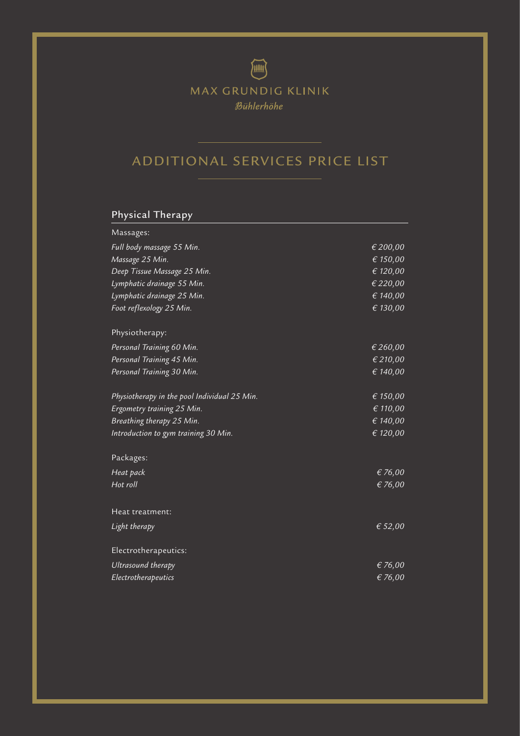MAX GRUNDIG KLINIK

*Bühlerhöhe*

# ADDITIONAL SERVICES PRICE LIST

## Physical Therapy

| | |
|---|---|
| **Massages:** | |
| *Full body massage 55 Min.* | *€ 200,00* |
| *Massage 25 Min.* | *€ 150,00* |
| *Deep Tissue Massage 25 Min.* | *€ 120,00* |
| *Lymphatic drainage 55 Min.* | *€ 220,00* |
| *Lymphatic drainage 25 Min.* | *€ 140,00* |
| *Foot reflexology 25 Min.* | *€ 130,00* |
| **Physiotherapy:** | |
| *Personal Training 60 Min.* | *€ 260,00* |
| *Personal Training 45 Min.* | *€ 210,00* |
| *Personal Training 30 Min.* | *€ 140,00* |
| *Physiotherapy in the pool Individual 25 Min.* | *€ 150,00* |
| *Ergometry training 25 Min.* | *€ 110,00* |
| *Breathing therapy 25 Min.* | *€ 140,00* |
| *Introduction to gym training 30 Min.* | *€ 120,00* |
| **Packages:** | |
| *Heat pack* | *€ 76,00* |
| *Hot roll* | *€ 76,00* |
| **Heat treatment:** | |
| *Light therapy* | *€ 52,00* |
| **Electrotherapeutics:** | |
| *Ultrasound therapy* | *€ 76,00* |
| *Electrotherapeutics* | *€ 76,00* |